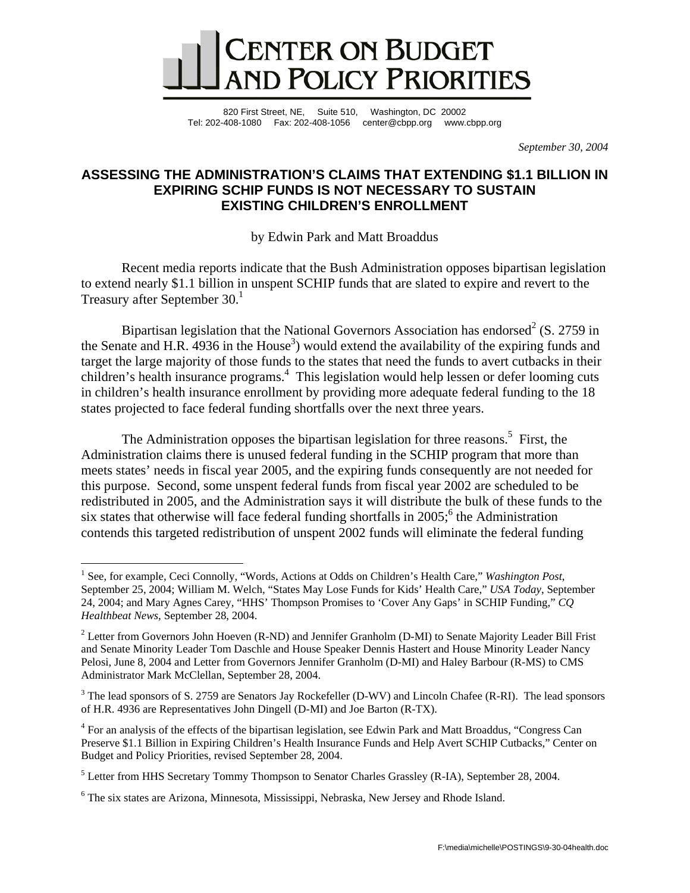# CENTER ON BUDGET AND POLICY PRIORITIES

820 First Street, NE, Suite 510, Washington, DC 20002
Tel: 202-408-1080 Fax: 202-408-1056 center@cbpp.org www.cbpp.org

*September 30, 2004*

## ASSESSING THE ADMINISTRATION'S CLAIMS THAT EXTENDING $1.1 BILLION IN EXPIRING SCHIP FUNDS IS NOT NECESSARY TO SUSTAIN EXISTING CHILDREN'S ENROLLMENT

by Edwin Park and Matt Broaddus

Recent media reports indicate that the Bush Administration opposes bipartisan legislation to extend nearly $1.1 billion in unspent SCHIP funds that are slated to expire and revert to the Treasury after September 30.[1]

Bipartisan legislation that the National Governors Association has endorsed[2] (S. 2759 in the Senate and H.R. 4936 in the House[3]) would extend the availability of the expiring funds and target the large majority of those funds to the states that need the funds to avert cutbacks in their children's health insurance programs.[4] This legislation would help lessen or defer looming cuts in children's health insurance enrollment by providing more adequate federal funding to the 18 states projected to face federal funding shortfalls over the next three years.

The Administration opposes the bipartisan legislation for three reasons.[5] First, the Administration claims there is unused federal funding in the SCHIP program that more than meets states' needs in fiscal year 2005, and the expiring funds consequently are not needed for this purpose. Second, some unspent federal funds from fiscal year 2002 are scheduled to be redistributed in 2005, and the Administration says it will distribute the bulk of these funds to the six states that otherwise will face federal funding shortfalls in 2005;[6] the Administration contends this targeted redistribution of unspent 2002 funds will eliminate the federal funding

---

[1] See, for example, Ceci Connolly, "Words, Actions at Odds on Children's Health Care," *Washington Post*, September 25, 2004; William M. Welch, "States May Lose Funds for Kids' Health Care," *USA Today*, September 24, 2004; and Mary Agnes Carey, "HHS' Thompson Promises to 'Cover Any Gaps' in SCHIP Funding," *CQ Healthbeat News*, September 28, 2004.

[2] Letter from Governors John Hoeven (R-ND) and Jennifer Granholm (D-MI) to Senate Majority Leader Bill Frist and Senate Minority Leader Tom Daschle and House Speaker Dennis Hastert and House Minority Leader Nancy Pelosi, June 8, 2004 and Letter from Governors Jennifer Granholm (D-MI) and Haley Barbour (R-MS) to CMS Administrator Mark McClellan, September 28, 2004.

[3] The lead sponsors of S. 2759 are Senators Jay Rockefeller (D-WV) and Lincoln Chafee (R-RI). The lead sponsors of H.R. 4936 are Representatives John Dingell (D-MI) and Joe Barton (R-TX).

[4] For an analysis of the effects of the bipartisan legislation, see Edwin Park and Matt Broaddus, "Congress Can Preserve $1.1 Billion in Expiring Children's Health Insurance Funds and Help Avert SCHIP Cutbacks," Center on Budget and Policy Priorities, revised September 28, 2004.

[5] Letter from HHS Secretary Tommy Thompson to Senator Charles Grassley (R-IA), September 28, 2004.

[6] The six states are Arizona, Minnesota, Mississippi, Nebraska, New Jersey and Rhode Island.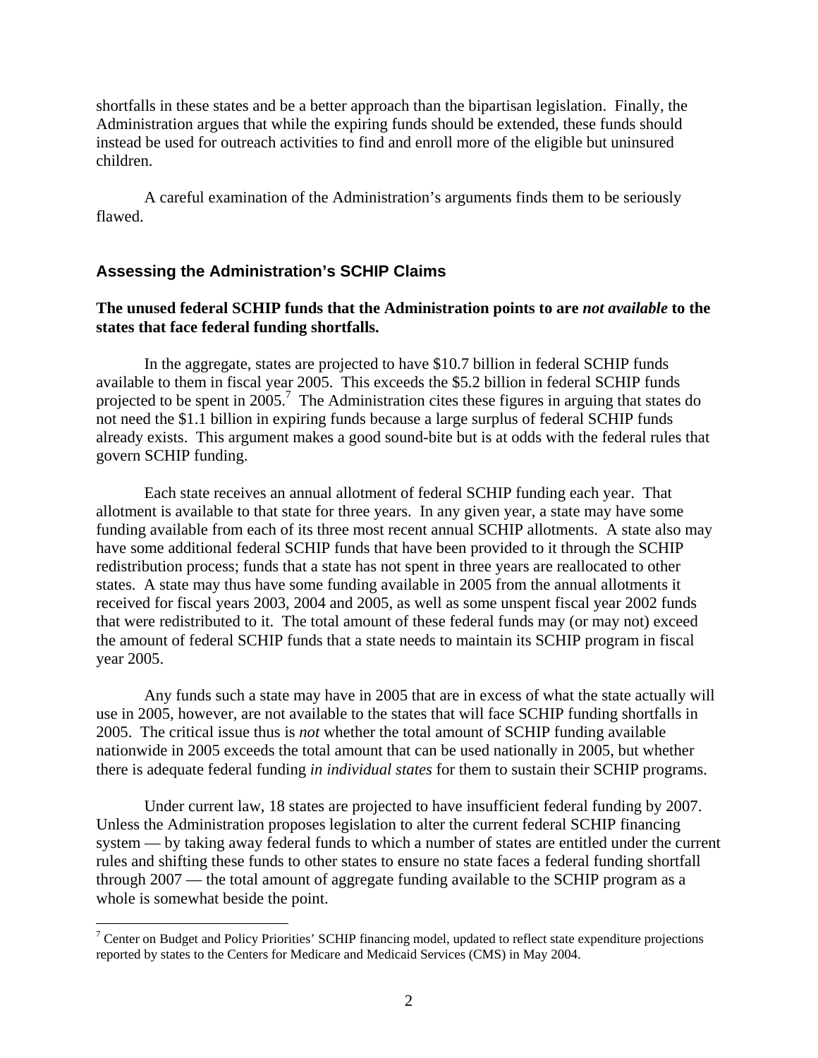shortfalls in these states and be a better approach than the bipartisan legislation. Finally, the Administration argues that while the expiring funds should be extended, these funds should instead be used for outreach activities to find and enroll more of the eligible but uninsured children.

A careful examination of the Administration's arguments finds them to be seriously flawed.

## Assessing the Administration's SCHIP Claims

**The unused federal SCHIP funds that the Administration points to are *not available* to the states that face federal funding shortfalls.**

In the aggregate, states are projected to have \$10.7 billion in federal SCHIP funds available to them in fiscal year 2005. This exceeds the \$5.2 billion in federal SCHIP funds projected to be spent in 2005.[7] The Administration cites these figures in arguing that states do not need the \$1.1 billion in expiring funds because a large surplus of federal SCHIP funds already exists. This argument makes a good sound-bite but is at odds with the federal rules that govern SCHIP funding.

Each state receives an annual allotment of federal SCHIP funding each year. That allotment is available to that state for three years. In any given year, a state may have some funding available from each of its three most recent annual SCHIP allotments. A state also may have some additional federal SCHIP funds that have been provided to it through the SCHIP redistribution process; funds that a state has not spent in three years are reallocated to other states. A state may thus have some funding available in 2005 from the annual allotments it received for fiscal years 2003, 2004 and 2005, as well as some unspent fiscal year 2002 funds that were redistributed to it. The total amount of these federal funds may (or may not) exceed the amount of federal SCHIP funds that a state needs to maintain its SCHIP program in fiscal year 2005.

Any funds such a state may have in 2005 that are in excess of what the state actually will use in 2005, however, are not available to the states that will face SCHIP funding shortfalls in 2005. The critical issue thus is *not* whether the total amount of SCHIP funding available nationwide in 2005 exceeds the total amount that can be used nationally in 2005, but whether there is adequate federal funding *in individual states* for them to sustain their SCHIP programs.

Under current law, 18 states are projected to have insufficient federal funding by 2007. Unless the Administration proposes legislation to alter the current federal SCHIP financing system — by taking away federal funds to which a number of states are entitled under the current rules and shifting these funds to other states to ensure no state faces a federal funding shortfall through 2007 — the total amount of aggregate funding available to the SCHIP program as a whole is somewhat beside the point.

---

[7] Center on Budget and Policy Priorities' SCHIP financing model, updated to reflect state expenditure projections reported by states to the Centers for Medicare and Medicaid Services (CMS) in May 2004.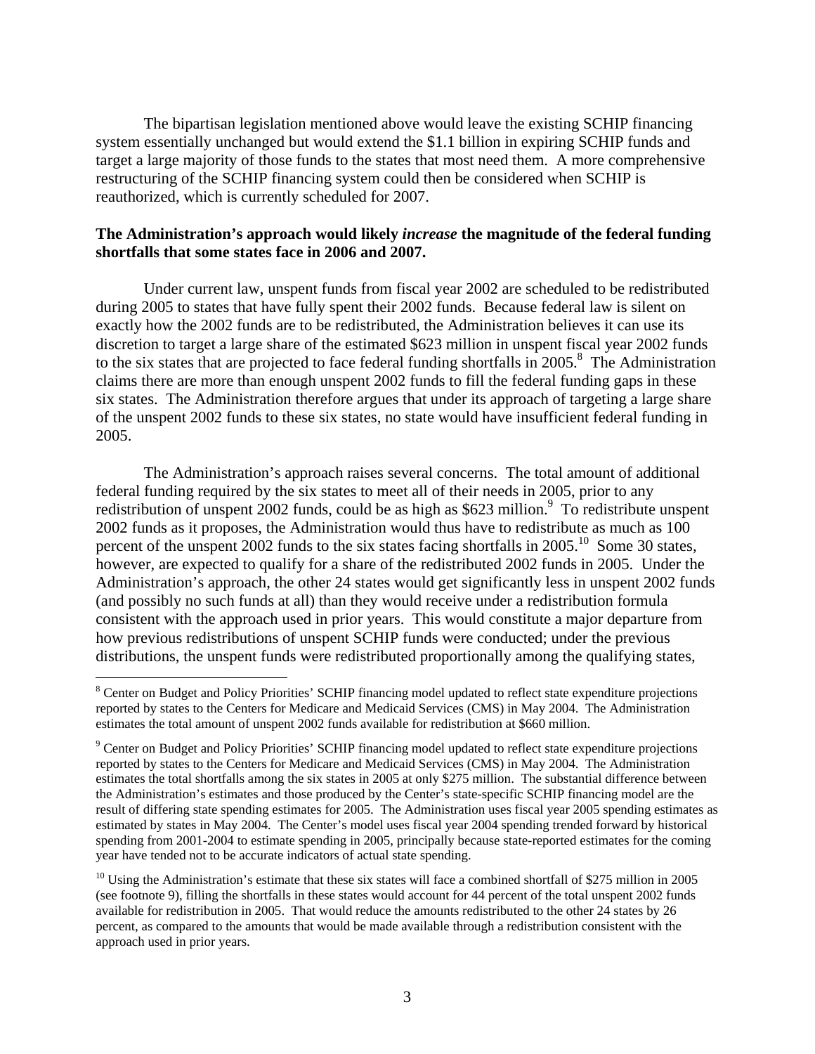The bipartisan legislation mentioned above would leave the existing SCHIP financing system essentially unchanged but would extend the $1.1 billion in expiring SCHIP funds and target a large majority of those funds to the states that most need them. A more comprehensive restructuring of the SCHIP financing system could then be considered when SCHIP is reauthorized, which is currently scheduled for 2007.

**The Administration's approach would likely *increase* the magnitude of the federal funding shortfalls that some states face in 2006 and 2007.**

Under current law, unspent funds from fiscal year 2002 are scheduled to be redistributed during 2005 to states that have fully spent their 2002 funds. Because federal law is silent on exactly how the 2002 funds are to be redistributed, the Administration believes it can use its discretion to target a large share of the estimated $623 million in unspent fiscal year 2002 funds to the six states that are projected to face federal funding shortfalls in 2005.[8] The Administration claims there are more than enough unspent 2002 funds to fill the federal funding gaps in these six states. The Administration therefore argues that under its approach of targeting a large share of the unspent 2002 funds to these six states, no state would have insufficient federal funding in 2005.

The Administration's approach raises several concerns. The total amount of additional federal funding required by the six states to meet all of their needs in 2005, prior to any redistribution of unspent 2002 funds, could be as high as $623 million.[9] To redistribute unspent 2002 funds as it proposes, the Administration would thus have to redistribute as much as 100 percent of the unspent 2002 funds to the six states facing shortfalls in 2005.[10] Some 30 states, however, are expected to qualify for a share of the redistributed 2002 funds in 2005. Under the Administration's approach, the other 24 states would get significantly less in unspent 2002 funds (and possibly no such funds at all) than they would receive under a redistribution formula consistent with the approach used in prior years. This would constitute a major departure from how previous redistributions of unspent SCHIP funds were conducted; under the previous distributions, the unspent funds were redistributed proportionally among the qualifying states,

---

[8] Center on Budget and Policy Priorities' SCHIP financing model updated to reflect state expenditure projections reported by states to the Centers for Medicare and Medicaid Services (CMS) in May 2004. The Administration estimates the total amount of unspent 2002 funds available for redistribution at $660 million.

[9] Center on Budget and Policy Priorities' SCHIP financing model updated to reflect state expenditure projections reported by states to the Centers for Medicare and Medicaid Services (CMS) in May 2004. The Administration estimates the total shortfalls among the six states in 2005 at only $275 million. The substantial difference between the Administration's estimates and those produced by the Center's state-specific SCHIP financing model are the result of differing state spending estimates for 2005. The Administration uses fiscal year 2005 spending estimates as estimated by states in May 2004. The Center's model uses fiscal year 2004 spending trended forward by historical spending from 2001-2004 to estimate spending in 2005, principally because state-reported estimates for the coming year have tended not to be accurate indicators of actual state spending.

[10] Using the Administration's estimate that these six states will face a combined shortfall of $275 million in 2005 (see footnote 9), filling the shortfalls in these states would account for 44 percent of the total unspent 2002 funds available for redistribution in 2005. That would reduce the amounts redistributed to the other 24 states by 26 percent, as compared to the amounts that would be made available through a redistribution consistent with the approach used in prior years.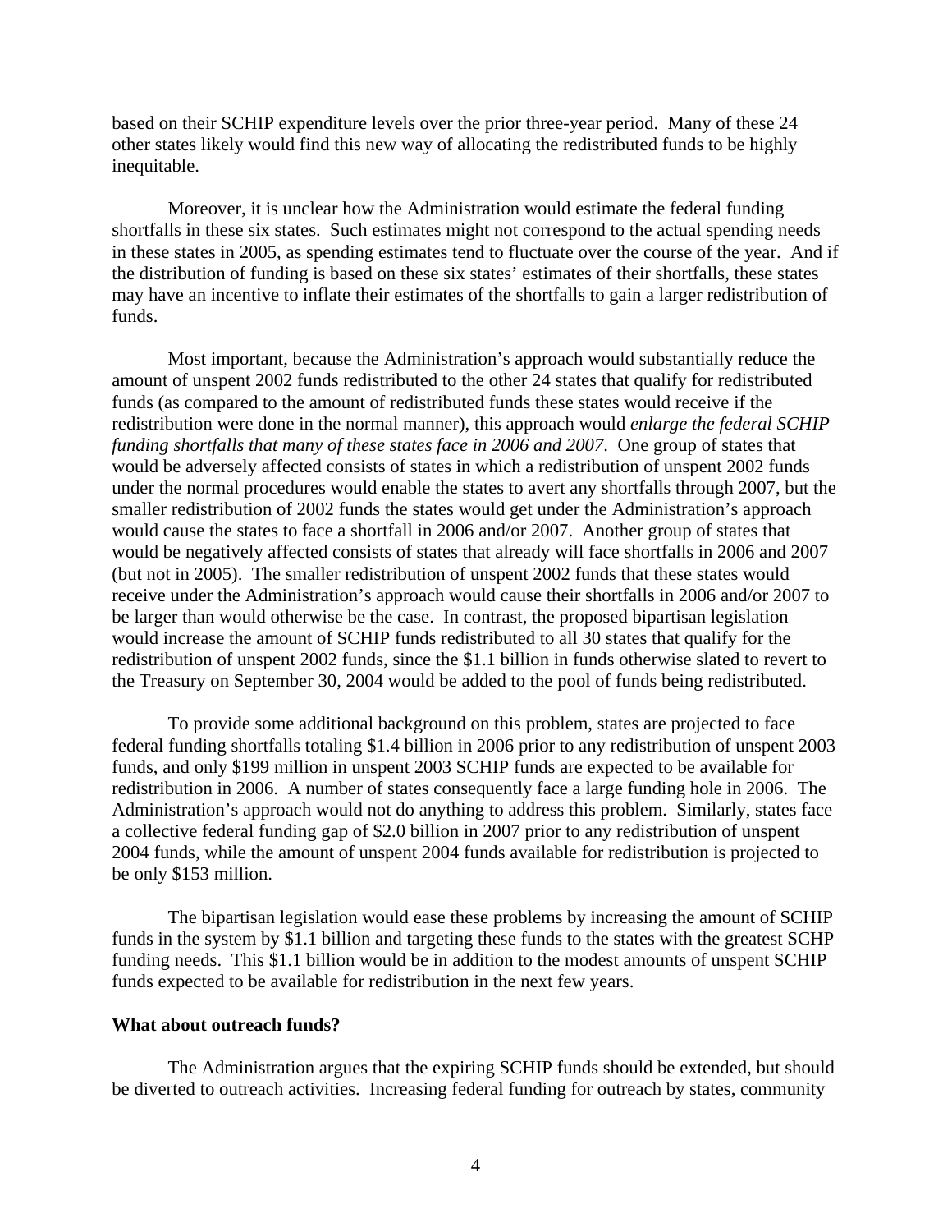based on their SCHIP expenditure levels over the prior three-year period. Many of these 24 other states likely would find this new way of allocating the redistributed funds to be highly inequitable.

Moreover, it is unclear how the Administration would estimate the federal funding shortfalls in these six states. Such estimates might not correspond to the actual spending needs in these states in 2005, as spending estimates tend to fluctuate over the course of the year. And if the distribution of funding is based on these six states' estimates of their shortfalls, these states may have an incentive to inflate their estimates of the shortfalls to gain a larger redistribution of funds.

Most important, because the Administration's approach would substantially reduce the amount of unspent 2002 funds redistributed to the other 24 states that qualify for redistributed funds (as compared to the amount of redistributed funds these states would receive if the redistribution were done in the normal manner), this approach would *enlarge the federal SCHIP funding shortfalls that many of these states face in 2006 and 2007*. One group of states that would be adversely affected consists of states in which a redistribution of unspent 2002 funds under the normal procedures would enable the states to avert any shortfalls through 2007, but the smaller redistribution of 2002 funds the states would get under the Administration's approach would cause the states to face a shortfall in 2006 and/or 2007. Another group of states that would be negatively affected consists of states that already will face shortfalls in 2006 and 2007 (but not in 2005). The smaller redistribution of unspent 2002 funds that these states would receive under the Administration's approach would cause their shortfalls in 2006 and/or 2007 to be larger than would otherwise be the case. In contrast, the proposed bipartisan legislation would increase the amount of SCHIP funds redistributed to all 30 states that qualify for the redistribution of unspent 2002 funds, since the $1.1 billion in funds otherwise slated to revert to the Treasury on September 30, 2004 would be added to the pool of funds being redistributed.

To provide some additional background on this problem, states are projected to face federal funding shortfalls totaling $1.4 billion in 2006 prior to any redistribution of unspent 2003 funds, and only $199 million in unspent 2003 SCHIP funds are expected to be available for redistribution in 2006. A number of states consequently face a large funding hole in 2006. The Administration's approach would not do anything to address this problem. Similarly, states face a collective federal funding gap of $2.0 billion in 2007 prior to any redistribution of unspent 2004 funds, while the amount of unspent 2004 funds available for redistribution is projected to be only $153 million.

The bipartisan legislation would ease these problems by increasing the amount of SCHIP funds in the system by $1.1 billion and targeting these funds to the states with the greatest SCHP funding needs. This $1.1 billion would be in addition to the modest amounts of unspent SCHIP funds expected to be available for redistribution in the next few years.

**What about outreach funds?**

The Administration argues that the expiring SCHIP funds should be extended, but should be diverted to outreach activities. Increasing federal funding for outreach by states, community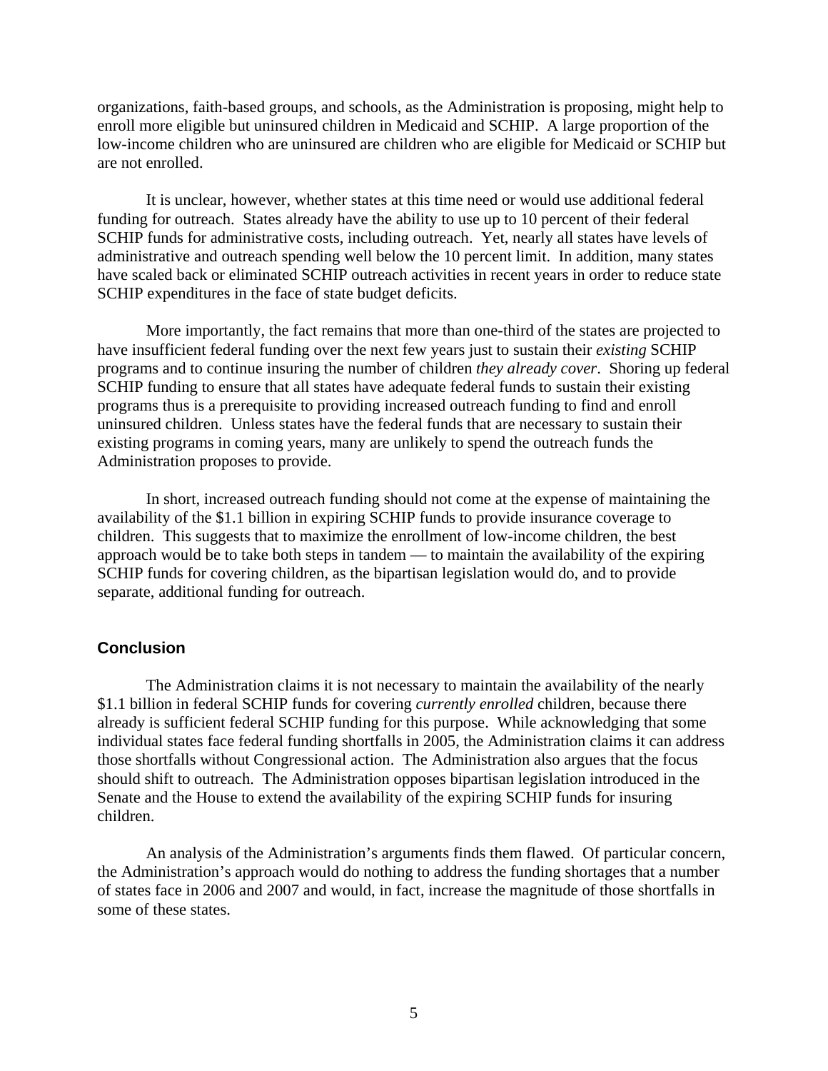organizations, faith-based groups, and schools, as the Administration is proposing, might help to enroll more eligible but uninsured children in Medicaid and SCHIP. A large proportion of the low-income children who are uninsured are children who are eligible for Medicaid or SCHIP but are not enrolled.

It is unclear, however, whether states at this time need or would use additional federal funding for outreach. States already have the ability to use up to 10 percent of their federal SCHIP funds for administrative costs, including outreach. Yet, nearly all states have levels of administrative and outreach spending well below the 10 percent limit. In addition, many states have scaled back or eliminated SCHIP outreach activities in recent years in order to reduce state SCHIP expenditures in the face of state budget deficits.

More importantly, the fact remains that more than one-third of the states are projected to have insufficient federal funding over the next few years just to sustain their *existing* SCHIP programs and to continue insuring the number of children *they already cover*. Shoring up federal SCHIP funding to ensure that all states have adequate federal funds to sustain their existing programs thus is a prerequisite to providing increased outreach funding to find and enroll uninsured children. Unless states have the federal funds that are necessary to sustain their existing programs in coming years, many are unlikely to spend the outreach funds the Administration proposes to provide.

In short, increased outreach funding should not come at the expense of maintaining the availability of the $1.1 billion in expiring SCHIP funds to provide insurance coverage to children. This suggests that to maximize the enrollment of low-income children, the best approach would be to take both steps in tandem — to maintain the availability of the expiring SCHIP funds for covering children, as the bipartisan legislation would do, and to provide separate, additional funding for outreach.

## Conclusion

The Administration claims it is not necessary to maintain the availability of the nearly $1.1 billion in federal SCHIP funds for covering *currently enrolled* children, because there already is sufficient federal SCHIP funding for this purpose. While acknowledging that some individual states face federal funding shortfalls in 2005, the Administration claims it can address those shortfalls without Congressional action. The Administration also argues that the focus should shift to outreach. The Administration opposes bipartisan legislation introduced in the Senate and the House to extend the availability of the expiring SCHIP funds for insuring children.

An analysis of the Administration's arguments finds them flawed. Of particular concern, the Administration's approach would do nothing to address the funding shortages that a number of states face in 2006 and 2007 and would, in fact, increase the magnitude of those shortfalls in some of these states.